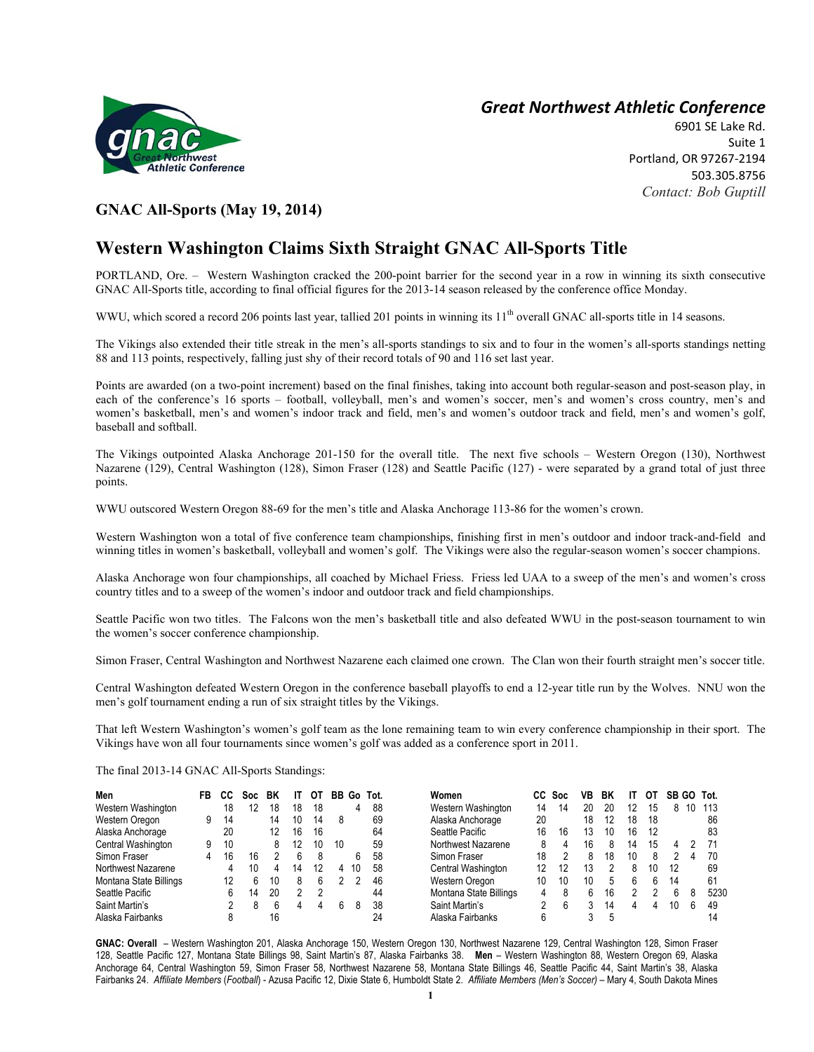**Great Northwest Athletic Conference**
6901 SE Lake Rd.
Suite 1
Portland, OR 97267-2194
503.305.8756
*Contact: Bob Guptill*

**GNAC All-Sports (May 19, 2014)**

# Western Washington Claims Sixth Straight GNAC All-Sports Title

PORTLAND, Ore. – Western Washington cracked the 200-point barrier for the second year in a row in winning its sixth consecutive GNAC All-Sports title, according to final official figures for the 2013-14 season released by the conference office Monday.

WWU, which scored a record 206 points last year, tallied 201 points in winning its 11th overall GNAC all-sports title in 14 seasons.

The Vikings also extended their title streak in the men's all-sports standings to six and to four in the women's all-sports standings netting 88 and 113 points, respectively, falling just shy of their record totals of 90 and 116 set last year.

Points are awarded (on a two-point increment) based on the final finishes, taking into account both regular-season and post-season play, in each of the conference's 16 sports – football, volleyball, men's and women's soccer, men's and women's cross country, men's and women's basketball, men's and women's indoor track and field, men's and women's outdoor track and field, men's and women's golf, baseball and softball.

The Vikings outpointed Alaska Anchorage 201-150 for the overall title. The next five schools – Western Oregon (130), Northwest Nazarene (129), Central Washington (128), Simon Fraser (128) and Seattle Pacific (127) - were separated by a grand total of just three points.

WWU outscored Western Oregon 88-69 for the men's title and Alaska Anchorage 113-86 for the women's crown.

Western Washington won a total of five conference team championships, finishing first in men's outdoor and indoor track-and-field and winning titles in women's basketball, volleyball and women's golf. The Vikings were also the regular-season women's soccer champions.

Alaska Anchorage won four championships, all coached by Michael Friess. Friess led UAA to a sweep of the men's and women's cross country titles and to a sweep of the women's indoor and outdoor track and field championships.

Seattle Pacific won two titles. The Falcons won the men's basketball title and also defeated WWU in the post-season tournament to win the women's soccer conference championship.

Simon Fraser, Central Washington and Northwest Nazarene each claimed one crown. The Clan won their fourth straight men's soccer title.

Central Washington defeated Western Oregon in the conference baseball playoffs to end a 12-year title run by the Wolves. NNU won the men's golf tournament ending a run of six straight titles by the Vikings.

That left Western Washington's women's golf team as the lone remaining team to win every conference championship in their sport. The Vikings have won all four tournaments since women's golf was added as a conference sport in 2011.

The final 2013-14 GNAC All-Sports Standings:

| Men | FB | CC | Soc | BK | IT | OT | BB | Go | Tot. |
|---|---|---|---|---|---|---|---|---|---|
| Western Washington | | 18 | 12 | 18 | 18 | 18 | | 4 | 88 |
| Western Oregon | 9 | 14 | | 14 | 10 | 14 | 8 | | 69 |
| Alaska Anchorage | | 20 | | 12 | 16 | 16 | | | 64 |
| Central Washington | 9 | 10 | | 8 | 12 | 10 | 10 | | 59 |
| Simon Fraser | 4 | 16 | 16 | 2 | 6 | 8 | | 6 | 58 |
| Northwest Nazarene | | 4 | 10 | 4 | 14 | 12 | 4 | 10 | 58 |
| Montana State Billings | | 12 | 6 | 10 | 8 | 6 | 2 | 2 | 46 |
| Seattle Pacific | | 6 | 14 | 20 | 2 | 2 | | | 44 |
| Saint Martin's | | 2 | 8 | 6 | 4 | 4 | 6 | 8 | 38 |
| Alaska Fairbanks | | 8 | | 16 | | | | | 24 |

| Women | CC | Soc | VB | BK | IT | OT | SB | GO | Tot. |
|---|---|---|---|---|---|---|---|---|---|
| Western Washington | 14 | 14 | 20 | 20 | 12 | 15 | 8 | 10 | 113 |
| Alaska Anchorage | 20 | | 18 | 12 | 18 | 18 | | | 86 |
| Seattle Pacific | 16 | 16 | 13 | 10 | 16 | 12 | | | 83 |
| Northwest Nazarene | 8 | 4 | 16 | 8 | 14 | 15 | 4 | 2 | 71 |
| Simon Fraser | 18 | 2 | 8 | 18 | 10 | 8 | 2 | 4 | 70 |
| Central Washington | 12 | 12 | 13 | 2 | 8 | 10 | 12 | | 69 |
| Western Oregon | 10 | 10 | 10 | 5 | 6 | 6 | 14 | | 61 |
| Montana State Billings | 4 | 8 | 6 | 16 | 2 | 2 | 6 | 8 | 5230 |
| Saint Martin's | 2 | 6 | 3 | 14 | 4 | 4 | 10 | 6 | 49 |
| Alaska Fairbanks | 6 | | 3 | 5 | | | | | 14 |

**GNAC: Overall** – Western Washington 201, Alaska Anchorage 150, Western Oregon 130, Northwest Nazarene 129, Central Washington 128, Simon Fraser 128, Seattle Pacific 127, Montana State Billings 98, Saint Martin's 87, Alaska Fairbanks 38. **Men** – Western Washington 88, Western Oregon 69, Alaska Anchorage 64, Central Washington 59, Simon Fraser 58, Northwest Nazarene 58, Montana State Billings 46, Seattle Pacific 44, Saint Martin's 38, Alaska Fairbanks 24. *Affiliate Members* (*Football*) - Azusa Pacific 12, Dixie State 6, Humboldt State 2. *Affiliate Members (Men's Soccer)* – Mary 4, South Dakota Mines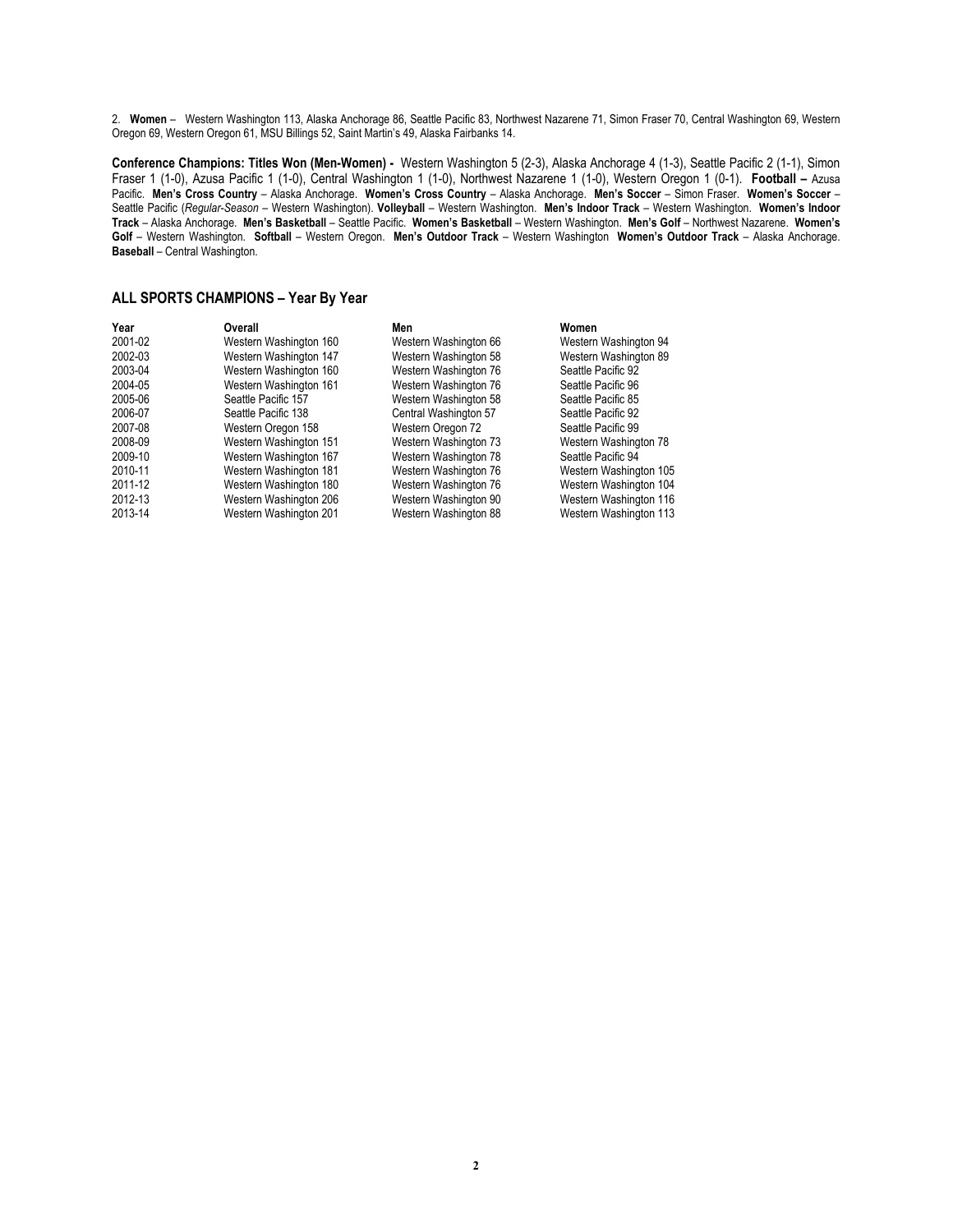2. **Women** – Western Washington 113, Alaska Anchorage 86, Seattle Pacific 83, Northwest Nazarene 71, Simon Fraser 70, Central Washington 69, Western Oregon 69, Western Oregon 61, MSU Billings 52, Saint Martin's 49, Alaska Fairbanks 14.

**Conference Champions: Titles Won (Men-Women) -** Western Washington 5 (2-3), Alaska Anchorage 4 (1-3), Seattle Pacific 2 (1-1), Simon Fraser 1 (1-0), Azusa Pacific 1 (1-0), Central Washington 1 (1-0), Northwest Nazarene 1 (1-0), Western Oregon 1 (0-1). **Football –** Azusa Pacific. **Men's Cross Country** – Alaska Anchorage. **Women's Cross Country** – Alaska Anchorage. **Men's Soccer** – Simon Fraser. **Women's Soccer** – Seattle Pacific (*Regular-Season* – Western Washington). **Volleyball** – Western Washington. **Men's Indoor Track** – Western Washington. **Women's Indoor Track** – Alaska Anchorage. **Men's Basketball** – Seattle Pacific. **Women's Basketball** – Western Washington. **Men's Golf** – Northwest Nazarene. **Women's Golf** – Western Washington. **Softball** – Western Oregon. **Men's Outdoor Track** – Western Washington **Women's Outdoor Track** – Alaska Anchorage. **Baseball** – Central Washington.

## ALL SPORTS CHAMPIONS – Year By Year

| Year | Overall | Men | Women |
|---|---|---|---|
| 2001-02 | Western Washington 160 | Western Washington 66 | Western Washington 94 |
| 2002-03 | Western Washington 147 | Western Washington 58 | Western Washington 89 |
| 2003-04 | Western Washington 160 | Western Washington 76 | Seattle Pacific 92 |
| 2004-05 | Western Washington 161 | Western Washington 76 | Seattle Pacific 96 |
| 2005-06 | Seattle Pacific 157 | Western Washington 58 | Seattle Pacific 85 |
| 2006-07 | Seattle Pacific 138 | Central Washington 57 | Seattle Pacific 92 |
| 2007-08 | Western Oregon 158 | Western Oregon 72 | Seattle Pacific 99 |
| 2008-09 | Western Washington 151 | Western Washington 73 | Western Washington 78 |
| 2009-10 | Western Washington 167 | Western Washington 78 | Seattle Pacific 94 |
| 2010-11 | Western Washington 181 | Western Washington 76 | Western Washington 105 |
| 2011-12 | Western Washington 180 | Western Washington 76 | Western Washington 104 |
| 2012-13 | Western Washington 206 | Western Washington 90 | Western Washington 116 |
| 2013-14 | Western Washington 201 | Western Washington 88 | Western Washington 113 |